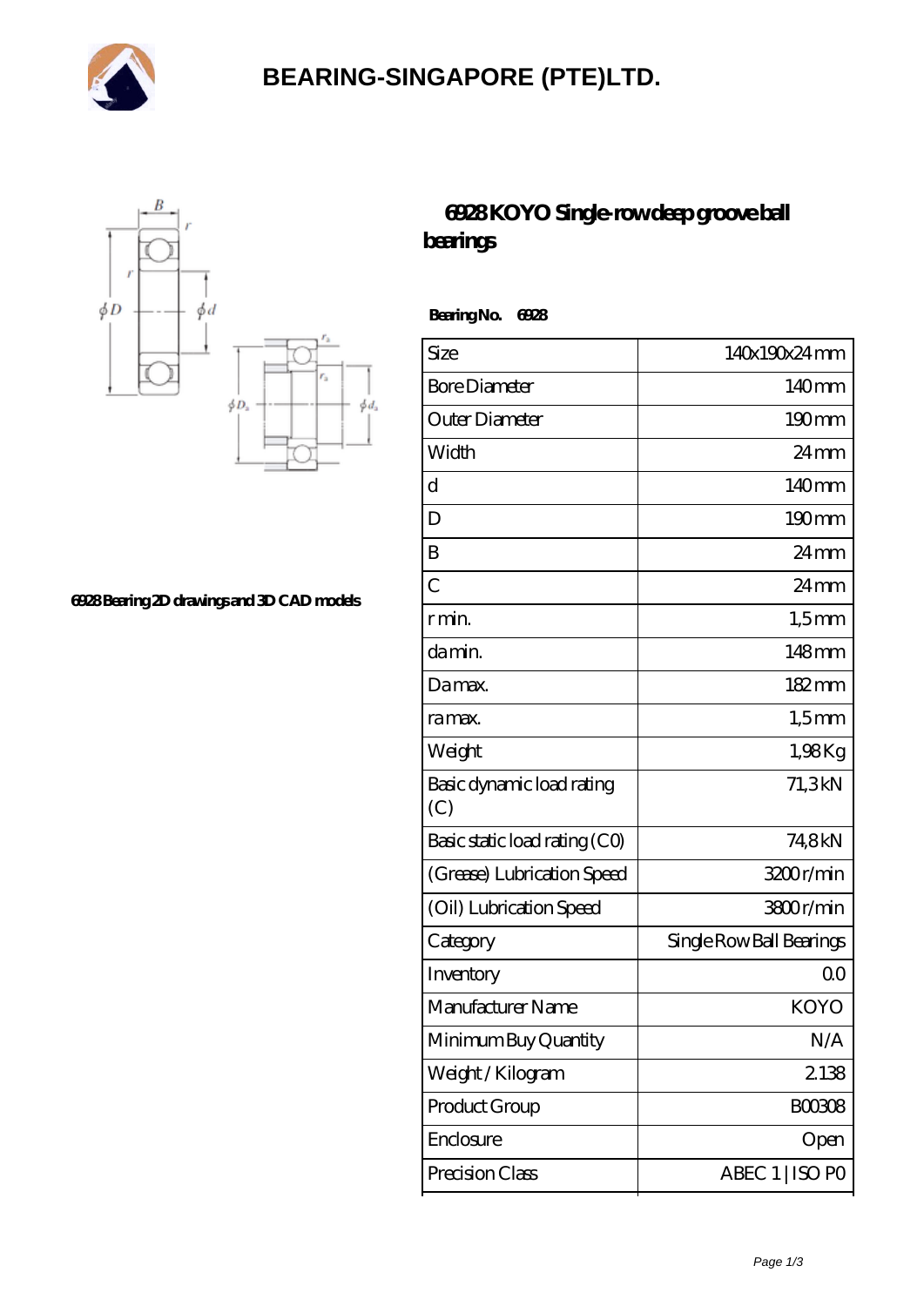# BEARING-SINGAPORE (PTE)LTD.

6928 Bearing 2D drawings and 3D CAD models

## 6928 KOYO Single-row deep groove ball bearings

**Bearing No. 6928**

| Size | 140x190x24 mm |
|---|---|
| Bore Diameter | 140 mm |
| Outer Diameter | 190 mm |
| Width | 24 mm |
| d | 140 mm |
| D | 190 mm |
| B | 24 mm |
| C | 24 mm |
| r min. | 1,5 mm |
| da min. | 148 mm |
| Da max. | 182 mm |
| ra max. | 1,5 mm |
| Weight | 1,98 Kg |
| Basic dynamic load rating (C) | 71,3 kN |
| Basic static load rating (C0) | 74,8 kN |
| (Grease) Lubrication Speed | 3200 r/min |
| (Oil) Lubrication Speed | 3800 r/min |
| Category | Single Row Ball Bearings |
| Inventory | 0.0 |
| Manufacturer Name | KOYO |
| Minimum Buy Quantity | N/A |
| Weight / Kilogram | 2.138 |
| Product Group | B00308 |
| Enclosure | Open |
| Precision Class | ABEC 1 \| ISO P0 |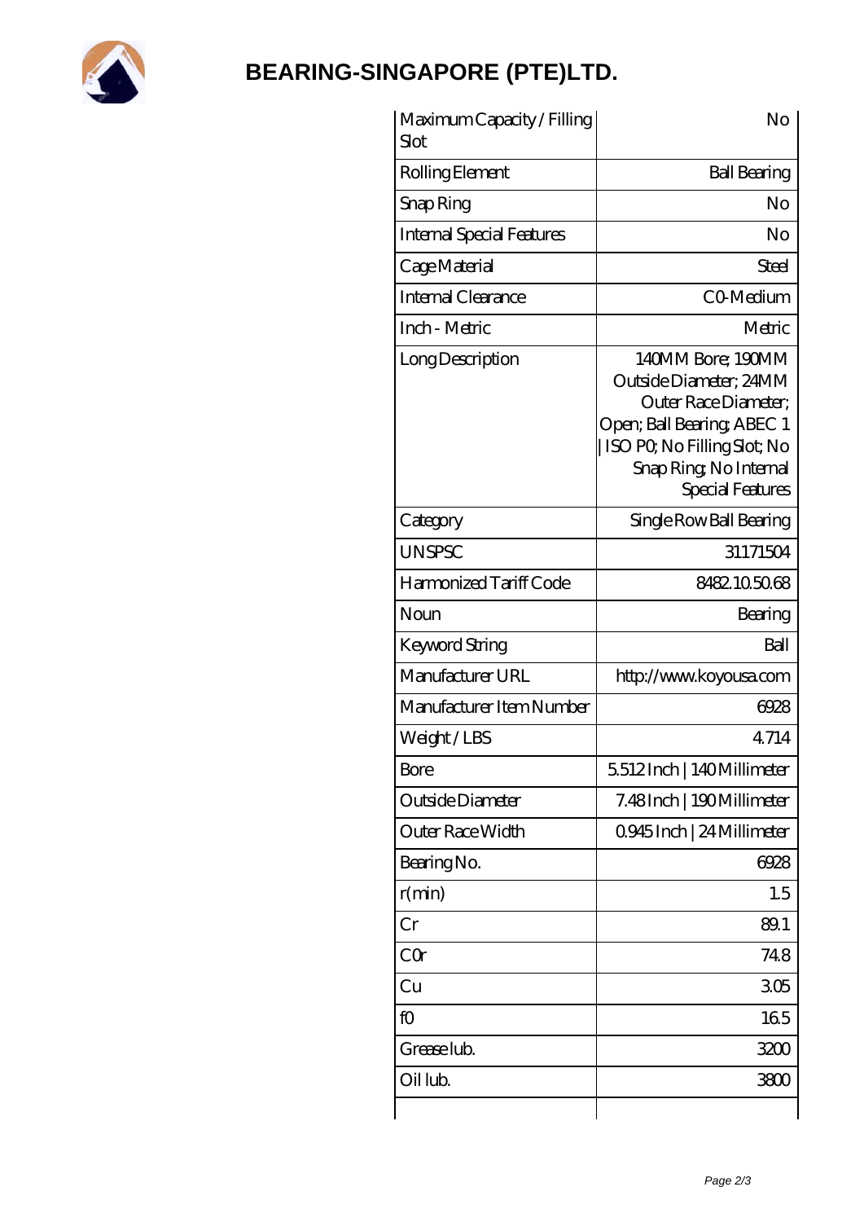# BEARING-SINGAPORE (PTE)LTD.

| Maximum Capacity / Filling Slot | No |
|---|---|
| Rolling Element | Ball Bearing |
| Snap Ring | No |
| Internal Special Features | No |
| Cage Material | Steel |
| Internal Clearance | C0-Medium |
| Inch - Metric | Metric |
| Long Description | 140MM Bore; 190MM Outside Diameter; 24MM Outer Race Diameter; Open; Ball Bearing; ABEC 1 \| ISO P0; No Filling Slot; No Snap Ring; No Internal Special Features |
| Category | Single Row Ball Bearing |
| UNSPSC | 31171504 |
| Harmonized Tariff Code | 8482.10.50.68 |
| Noun | Bearing |
| Keyword String | Ball |
| Manufacturer URL | http://www.koyousa.com |
| Manufacturer Item Number | 6928 |
| Weight / LBS | 4.714 |
| Bore | 5.512 Inch \| 140 Millimeter |
| Outside Diameter | 7.48 Inch \| 190 Millimeter |
| Outer Race Width | 0.945 Inch \| 24 Millimeter |
| Bearing No. | 6928 |
| r(min) | 1.5 |
| Cr | 89.1 |
| C0r | 74.8 |
| Cu | 3.05 |
| f0 | 16.5 |
| Grease lub. | 3200 |
| Oil lub. | 3800 |
| | |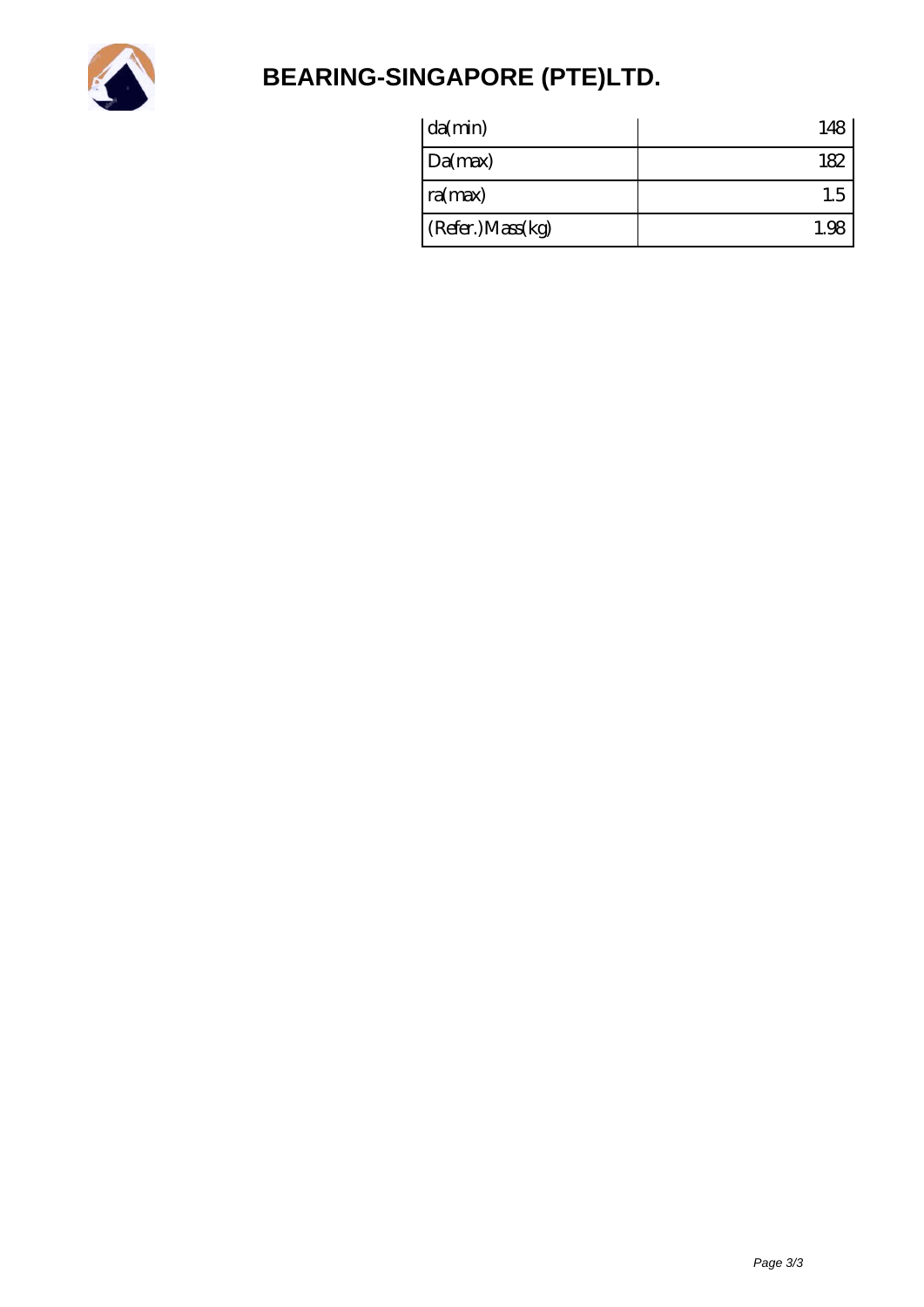| | |
|---|---|
| da(min) | 148 |
| Da(max) | 182 |
| ra(max) | 1.5 |
| (Refer.)Mass(kg) | 1.98 |